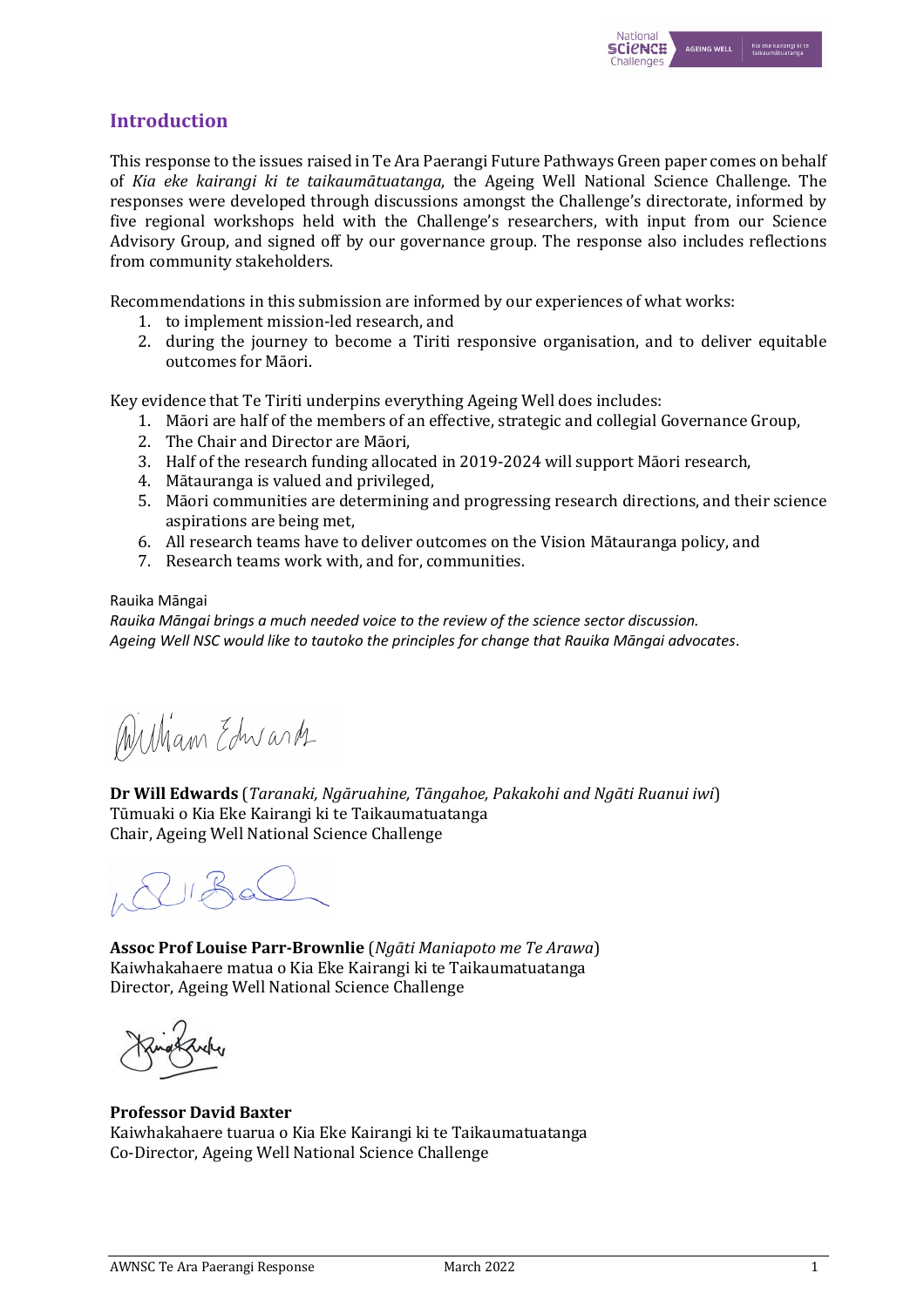## Introduction

This response to the issues raised in Te Ara Paerangi Future Pathways Green paper comes on behalf of *Kia eke kairangi ki te taikaumātuatanga*, the Ageing Well National Science Challenge. The responses were developed through discussions amongst the Challenge's directorate, informed by five regional workshops held with the Challenge's researchers, with input from our Science Advisory Group, and signed off by our governance group. The response also includes reflections from community stakeholders.

Recommendations in this submission are informed by our experiences of what works:

1. to implement mission-led research, and
2. during the journey to become a Tiriti responsive organisation, and to deliver equitable outcomes for Māori.

Key evidence that Te Tiriti underpins everything Ageing Well does includes:

1. Māori are half of the members of an effective, strategic and collegial Governance Group,
2. The Chair and Director are Māori,
3. Half of the research funding allocated in 2019-2024 will support Māori research,
4. Mātauranga is valued and privileged,
5. Māori communities are determining and progressing research directions, and their science aspirations are being met,
6. All research teams have to deliver outcomes on the Vision Mātauranga policy, and
7. Research teams work with, and for, communities.

Rauika Māngai

*Rauika Māngai brings a much needed voice to the review of the science sector discussion.*
*Ageing Well NSC would like to tautoko the principles for change that Rauika Māngai advocates*.

William Edwards

**Dr Will Edwards** (*Taranaki, Ngāruahine, Tāngahoe, Pakakohi and Ngāti Ruanui iwi*)
Tūmuaki o Kia Eke Kairangi ki te Taikaumatuatanga
Chair, Ageing Well National Science Challenge

**Assoc Prof Louise Parr-Brownlie** (*Ngāti Maniapoto me Te Arawa*)
Kaiwhakahaere matua o Kia Eke Kairangi ki te Taikaumatuatanga
Director, Ageing Well National Science Challenge

**Professor David Baxter**
Kaiwhakahaere tuarua o Kia Eke Kairangi ki te Taikaumatuatanga
Co-Director, Ageing Well National Science Challenge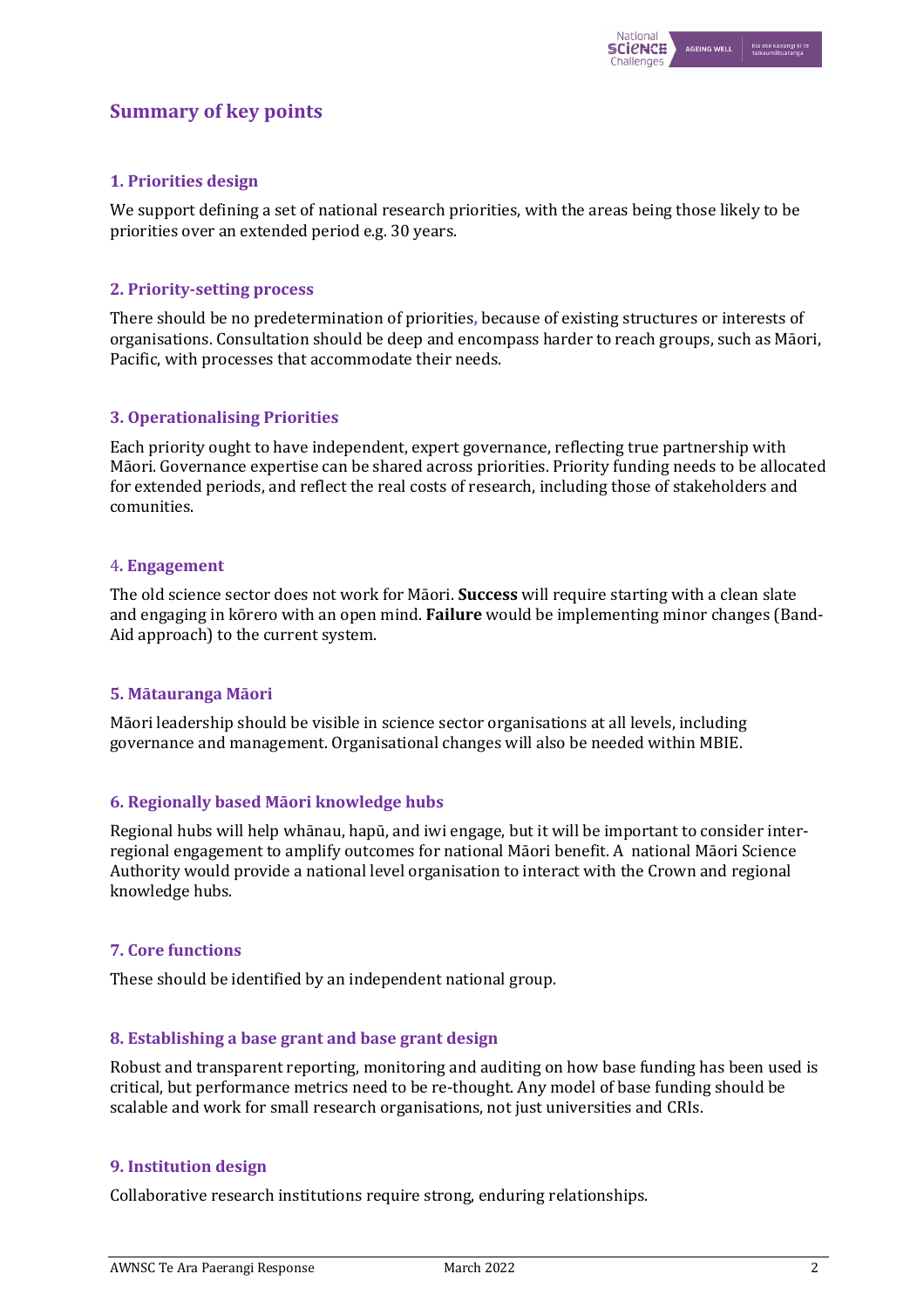## Summary of key points

### 1. Priorities design

We support defining a set of national research priorities, with the areas being those likely to be priorities over an extended period e.g. 30 years.

### 2. Priority-setting process

There should be no predetermination of priorities, because of existing structures or interests of organisations. Consultation should be deep and encompass harder to reach groups, such as Māori, Pacific, with processes that accommodate their needs.

### 3. Operationalising Priorities

Each priority ought to have independent, expert governance, reflecting true partnership with Māori. Governance expertise can be shared across priorities. Priority funding needs to be allocated for extended periods, and reflect the real costs of research, including those of stakeholders and comunities.

### 4. Engagement

The old science sector does not work for Māori. **Success** will require starting with a clean slate and engaging in kōrero with an open mind. **Failure** would be implementing minor changes (Band-Aid approach) to the current system.

### 5. Mātauranga Māori

Māori leadership should be visible in science sector organisations at all levels, including governance and management. Organisational changes will also be needed within MBIE.

### 6. Regionally based Māori knowledge hubs

Regional hubs will help whānau, hapū, and iwi engage, but it will be important to consider inter-regional engagement to amplify outcomes for national Māori benefit. A national Māori Science Authority would provide a national level organisation to interact with the Crown and regional knowledge hubs.

### 7. Core functions

These should be identified by an independent national group.

### 8. Establishing a base grant and base grant design

Robust and transparent reporting, monitoring and auditing on how base funding has been used is critical, but performance metrics need to be re-thought. Any model of base funding should be scalable and work for small research organisations, not just universities and CRIs.

### 9. Institution design

Collaborative research institutions require strong, enduring relationships.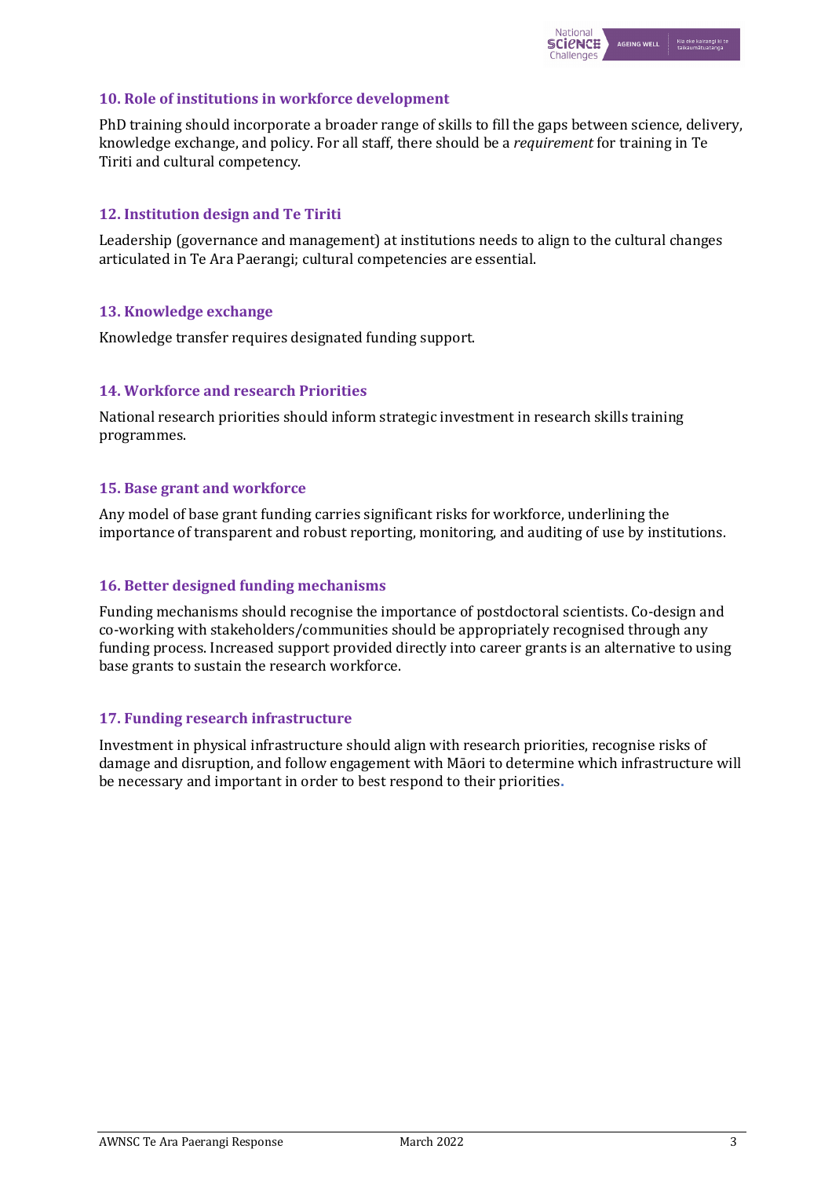### 10. Role of institutions in workforce development

PhD training should incorporate a broader range of skills to fill the gaps between science, delivery, knowledge exchange, and policy. For all staff, there should be a *requirement* for training in Te Tiriti and cultural competency.

### 12. Institution design and Te Tiriti

Leadership (governance and management) at institutions needs to align to the cultural changes articulated in Te Ara Paerangi; cultural competencies are essential.

### 13. Knowledge exchange

Knowledge transfer requires designated funding support.

### 14. Workforce and research Priorities

National research priorities should inform strategic investment in research skills training programmes.

### 15. Base grant and workforce

Any model of base grant funding carries significant risks for workforce, underlining the importance of transparent and robust reporting, monitoring, and auditing of use by institutions.

### 16. Better designed funding mechanisms

Funding mechanisms should recognise the importance of postdoctoral scientists. Co-design and co-working with stakeholders/communities should be appropriately recognised through any funding process. Increased support provided directly into career grants is an alternative to using base grants to sustain the research workforce.

### 17. Funding research infrastructure

Investment in physical infrastructure should align with research priorities, recognise risks of damage and disruption, and follow engagement with Māori to determine which infrastructure will be necessary and important in order to best respond to their priorities.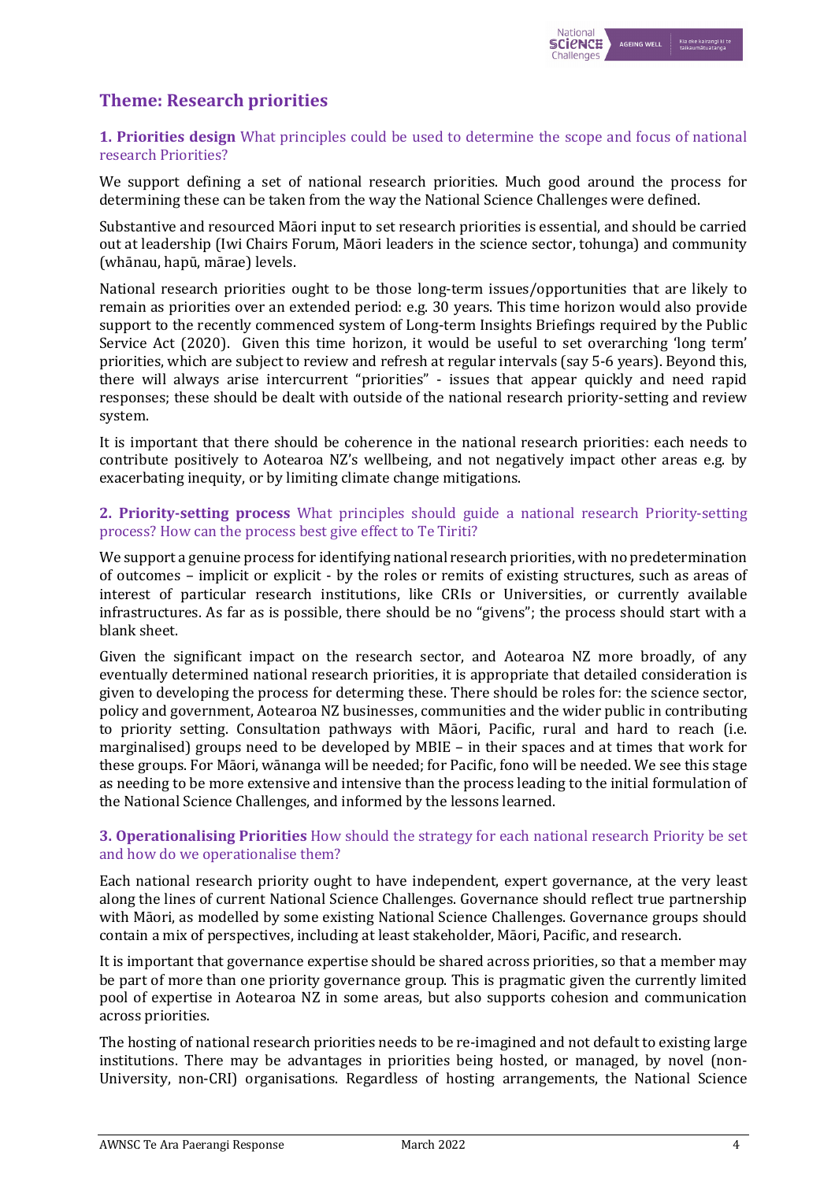## Theme: Research priorities

**1. Priorities design** What principles could be used to determine the scope and focus of national research Priorities?

We support defining a set of national research priorities. Much good around the process for determining these can be taken from the way the National Science Challenges were defined.

Substantive and resourced Māori input to set research priorities is essential, and should be carried out at leadership (Iwi Chairs Forum, Māori leaders in the science sector, tohunga) and community (whānau, hapū, mārae) levels.

National research priorities ought to be those long-term issues/opportunities that are likely to remain as priorities over an extended period: e.g. 30 years. This time horizon would also provide support to the recently commenced system of Long-term Insights Briefings required by the Public Service Act (2020). Given this time horizon, it would be useful to set overarching 'long term' priorities, which are subject to review and refresh at regular intervals (say 5-6 years). Beyond this, there will always arise intercurrent "priorities" - issues that appear quickly and need rapid responses; these should be dealt with outside of the national research priority-setting and review system.

It is important that there should be coherence in the national research priorities: each needs to contribute positively to Aotearoa NZ's wellbeing, and not negatively impact other areas e.g. by exacerbating inequity, or by limiting climate change mitigations.

**2. Priority-setting process** What principles should guide a national research Priority-setting process? How can the process best give effect to Te Tiriti?

We support a genuine process for identifying national research priorities, with no predetermination of outcomes – implicit or explicit - by the roles or remits of existing structures, such as areas of interest of particular research institutions, like CRIs or Universities, or currently available infrastructures. As far as is possible, there should be no "givens"; the process should start with a blank sheet.

Given the significant impact on the research sector, and Aotearoa NZ more broadly, of any eventually determined national research priorities, it is appropriate that detailed consideration is given to developing the process for determing these. There should be roles for: the science sector, policy and government, Aotearoa NZ businesses, communities and the wider public in contributing to priority setting. Consultation pathways with Māori, Pacific, rural and hard to reach (i.e. marginalised) groups need to be developed by MBIE – in their spaces and at times that work for these groups. For Māori, wānanga will be needed; for Pacific, fono will be needed. We see this stage as needing to be more extensive and intensive than the process leading to the initial formulation of the National Science Challenges, and informed by the lessons learned.

**3. Operationalising Priorities** How should the strategy for each national research Priority be set and how do we operationalise them?

Each national research priority ought to have independent, expert governance, at the very least along the lines of current National Science Challenges. Governance should reflect true partnership with Māori, as modelled by some existing National Science Challenges. Governance groups should contain a mix of perspectives, including at least stakeholder, Māori, Pacific, and research.

It is important that governance expertise should be shared across priorities, so that a member may be part of more than one priority governance group. This is pragmatic given the currently limited pool of expertise in Aotearoa NZ in some areas, but also supports cohesion and communication across priorities.

The hosting of national research priorities needs to be re-imagined and not default to existing large institutions. There may be advantages in priorities being hosted, or managed, by novel (non-University, non-CRI) organisations. Regardless of hosting arrangements, the National Science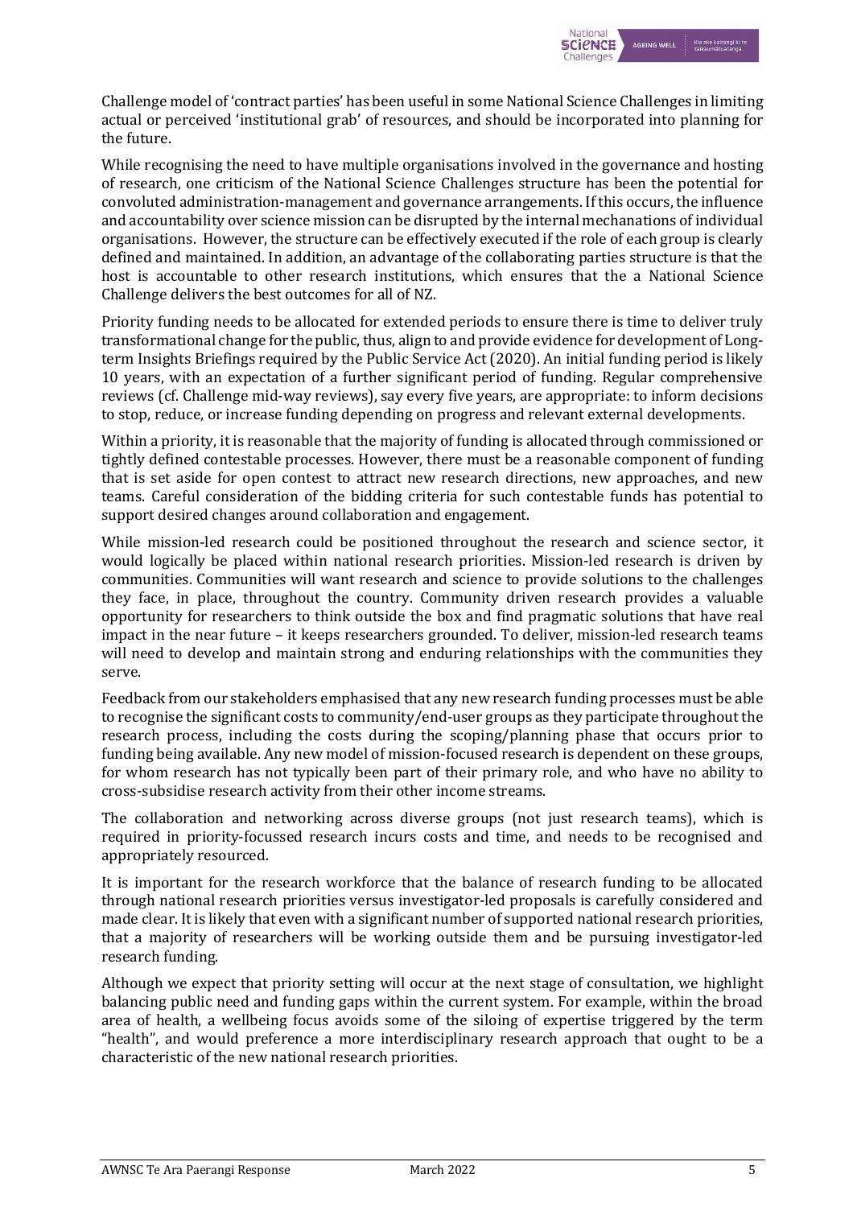Challenge model of 'contract parties' has been useful in some National Science Challenges in limiting actual or perceived 'institutional grab' of resources, and should be incorporated into planning for the future.

While recognising the need to have multiple organisations involved in the governance and hosting of research, one criticism of the National Science Challenges structure has been the potential for convoluted administration-management and governance arrangements. If this occurs, the influence and accountability over science mission can be disrupted by the internal mechanations of individual organisations. However, the structure can be effectively executed if the role of each group is clearly defined and maintained. In addition, an advantage of the collaborating parties structure is that the host is accountable to other research institutions, which ensures that the a National Science Challenge delivers the best outcomes for all of NZ.

Priority funding needs to be allocated for extended periods to ensure there is time to deliver truly transformational change for the public, thus, align to and provide evidence for development of Long-term Insights Briefings required by the Public Service Act (2020). An initial funding period is likely 10 years, with an expectation of a further significant period of funding. Regular comprehensive reviews (cf. Challenge mid-way reviews), say every five years, are appropriate: to inform decisions to stop, reduce, or increase funding depending on progress and relevant external developments.

Within a priority, it is reasonable that the majority of funding is allocated through commissioned or tightly defined contestable processes. However, there must be a reasonable component of funding that is set aside for open contest to attract new research directions, new approaches, and new teams. Careful consideration of the bidding criteria for such contestable funds has potential to support desired changes around collaboration and engagement.

While mission-led research could be positioned throughout the research and science sector, it would logically be placed within national research priorities. Mission-led research is driven by communities. Communities will want research and science to provide solutions to the challenges they face, in place, throughout the country. Community driven research provides a valuable opportunity for researchers to think outside the box and find pragmatic solutions that have real impact in the near future – it keeps researchers grounded. To deliver, mission-led research teams will need to develop and maintain strong and enduring relationships with the communities they serve.

Feedback from our stakeholders emphasised that any new research funding processes must be able to recognise the significant costs to community/end-user groups as they participate throughout the research process, including the costs during the scoping/planning phase that occurs prior to funding being available. Any new model of mission-focused research is dependent on these groups, for whom research has not typically been part of their primary role, and who have no ability to cross-subsidise research activity from their other income streams.

The collaboration and networking across diverse groups (not just research teams), which is required in priority-focussed research incurs costs and time, and needs to be recognised and appropriately resourced.

It is important for the research workforce that the balance of research funding to be allocated through national research priorities versus investigator-led proposals is carefully considered and made clear. It is likely that even with a significant number of supported national research priorities, that a majority of researchers will be working outside them and be pursuing investigator-led research funding.

Although we expect that priority setting will occur at the next stage of consultation, we highlight balancing public need and funding gaps within the current system. For example, within the broad area of health, a wellbeing focus avoids some of the siloing of expertise triggered by the term "health", and would preference a more interdisciplinary research approach that ought to be a characteristic of the new national research priorities.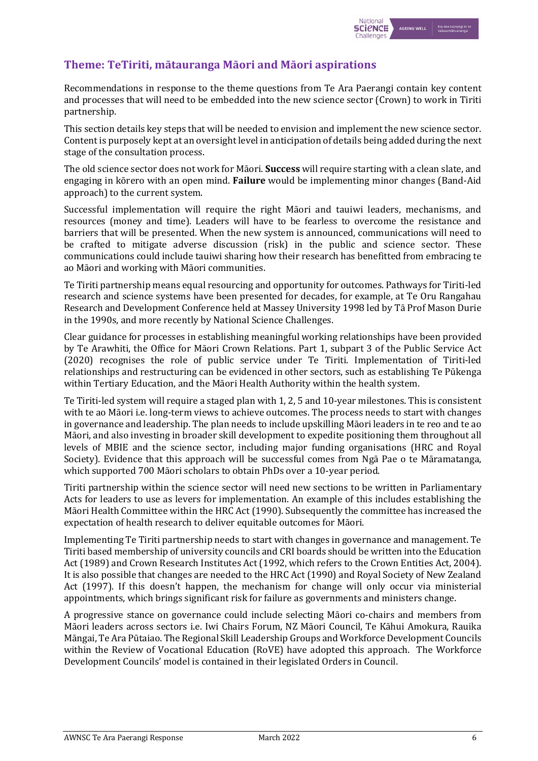## Theme: TeTiriti, mātauranga Māori and Māori aspirations

Recommendations in response to the theme questions from Te Ara Paerangi contain key content and processes that will need to be embedded into the new science sector (Crown) to work in Tiriti partnership.

This section details key steps that will be needed to envision and implement the new science sector. Content is purposely kept at an oversight level in anticipation of details being added during the next stage of the consultation process.

The old science sector does not work for Māori. **Success** will require starting with a clean slate, and engaging in kōrero with an open mind. **Failure** would be implementing minor changes (Band-Aid approach) to the current system.

Successful implementation will require the right Māori and tauiwi leaders, mechanisms, and resources (money and time). Leaders will have to be fearless to overcome the resistance and barriers that will be presented. When the new system is announced, communications will need to be crafted to mitigate adverse discussion (risk) in the public and science sector. These communications could include tauiwi sharing how their research has benefitted from embracing te ao Māori and working with Māori communities.

Te Tiriti partnership means equal resourcing and opportunity for outcomes. Pathways for Tiriti-led research and science systems have been presented for decades, for example, at Te Oru Rangahau Research and Development Conference held at Massey University 1998 led by Tā Prof Mason Durie in the 1990s, and more recently by National Science Challenges.

Clear guidance for processes in establishing meaningful working relationships have been provided by Te Arawhiti, the Office for Māori Crown Relations. Part 1, subpart 3 of the Public Service Act (2020) recognises the role of public service under Te Tiriti. Implementation of Tiriti-led relationships and restructuring can be evidenced in other sectors, such as establishing Te Pūkenga within Tertiary Education, and the Māori Health Authority within the health system.

Te Tiriti-led system will require a staged plan with 1, 2, 5 and 10-year milestones. This is consistent with te ao Māori i.e. long-term views to achieve outcomes. The process needs to start with changes in governance and leadership. The plan needs to include upskilling Māori leaders in te reo and te ao Māori, and also investing in broader skill development to expedite positioning them throughout all levels of MBIE and the science sector, including major funding organisations (HRC and Royal Society). Evidence that this approach will be successful comes from Ngā Pae o te Māramatanga, which supported 700 Māori scholars to obtain PhDs over a 10-year period.

Tiriti partnership within the science sector will need new sections to be written in Parliamentary Acts for leaders to use as levers for implementation. An example of this includes establishing the Māori Health Committee within the HRC Act (1990). Subsequently the committee has increased the expectation of health research to deliver equitable outcomes for Māori.

Implementing Te Tiriti partnership needs to start with changes in governance and management. Te Tiriti based membership of university councils and CRI boards should be written into the Education Act (1989) and Crown Research Institutes Act (1992, which refers to the Crown Entities Act, 2004). It is also possible that changes are needed to the HRC Act (1990) and Royal Society of New Zealand Act (1997). If this doesn't happen, the mechanism for change will only occur via ministerial appointments, which brings significant risk for failure as governments and ministers change.

A progressive stance on governance could include selecting Māori co-chairs and members from Māori leaders across sectors i.e. Iwi Chairs Forum, NZ Māori Council, Te Kāhui Amokura, Rauika Māngai, Te Ara Pūtaiao. The Regional Skill Leadership Groups and Workforce Development Councils within the Review of Vocational Education (RoVE) have adopted this approach. The Workforce Development Councils' model is contained in their legislated Orders in Council.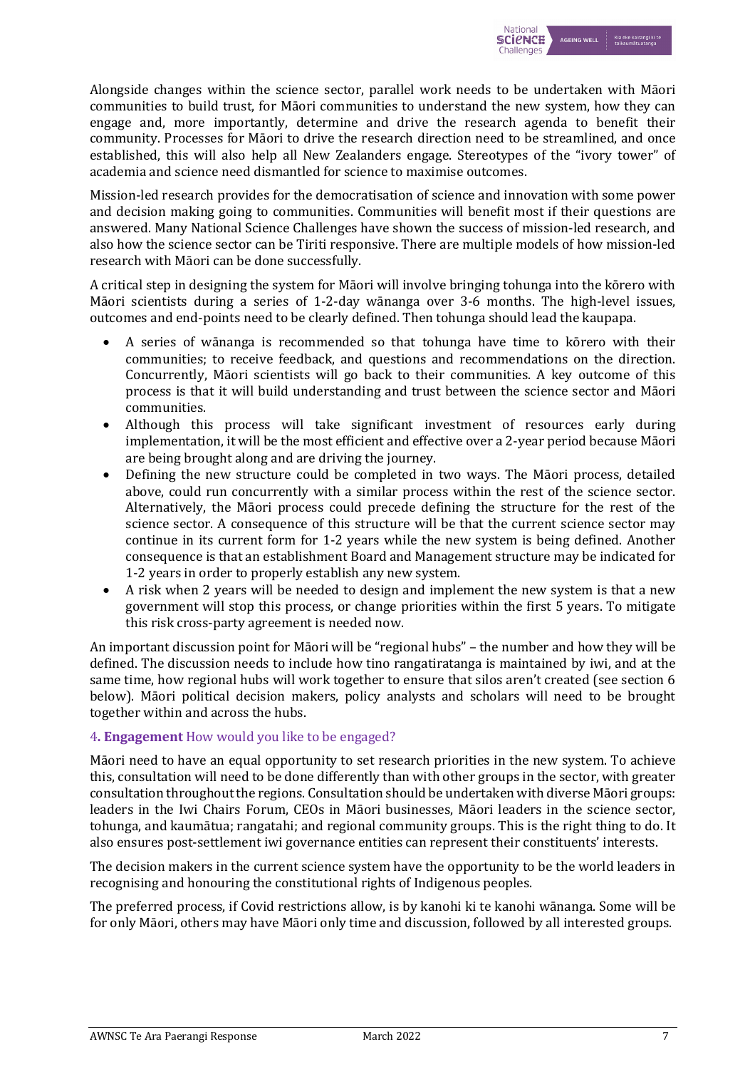Alongside changes within the science sector, parallel work needs to be undertaken with Māori communities to build trust, for Māori communities to understand the new system, how they can engage and, more importantly, determine and drive the research agenda to benefit their community. Processes for Māori to drive the research direction need to be streamlined, and once established, this will also help all New Zealanders engage. Stereotypes of the "ivory tower" of academia and science need dismantled for science to maximise outcomes.

Mission-led research provides for the democratisation of science and innovation with some power and decision making going to communities. Communities will benefit most if their questions are answered. Many National Science Challenges have shown the success of mission-led research, and also how the science sector can be Tiriti responsive. There are multiple models of how mission-led research with Māori can be done successfully.

A critical step in designing the system for Māori will involve bringing tohunga into the kōrero with Māori scientists during a series of 1-2-day wānanga over 3-6 months. The high-level issues, outcomes and end-points need to be clearly defined. Then tohunga should lead the kaupapa.

- A series of wānanga is recommended so that tohunga have time to kōrero with their communities; to receive feedback, and questions and recommendations on the direction. Concurrently, Māori scientists will go back to their communities. A key outcome of this process is that it will build understanding and trust between the science sector and Māori communities.
- Although this process will take significant investment of resources early during implementation, it will be the most efficient and effective over a 2-year period because Māori are being brought along and are driving the journey.
- Defining the new structure could be completed in two ways. The Māori process, detailed above, could run concurrently with a similar process within the rest of the science sector. Alternatively, the Māori process could precede defining the structure for the rest of the science sector. A consequence of this structure will be that the current science sector may continue in its current form for 1-2 years while the new system is being defined. Another consequence is that an establishment Board and Management structure may be indicated for 1-2 years in order to properly establish any new system.
- A risk when 2 years will be needed to design and implement the new system is that a new government will stop this process, or change priorities within the first 5 years. To mitigate this risk cross-party agreement is needed now.

An important discussion point for Māori will be "regional hubs" – the number and how they will be defined. The discussion needs to include how tino rangatiratanga is maintained by iwi, and at the same time, how regional hubs will work together to ensure that silos aren't created (see section 6 below). Māori political decision makers, policy analysts and scholars will need to be brought together within and across the hubs.

### 4. **Engagement** How would you like to be engaged?

Māori need to have an equal opportunity to set research priorities in the new system. To achieve this, consultation will need to be done differently than with other groups in the sector, with greater consultation throughout the regions. Consultation should be undertaken with diverse Māori groups: leaders in the Iwi Chairs Forum, CEOs in Māori businesses, Māori leaders in the science sector, tohunga, and kaumātua; rangatahi; and regional community groups. This is the right thing to do. It also ensures post-settlement iwi governance entities can represent their constituents' interests.

The decision makers in the current science system have the opportunity to be the world leaders in recognising and honouring the constitutional rights of Indigenous peoples.

The preferred process, if Covid restrictions allow, is by kanohi ki te kanohi wānanga. Some will be for only Māori, others may have Māori only time and discussion, followed by all interested groups.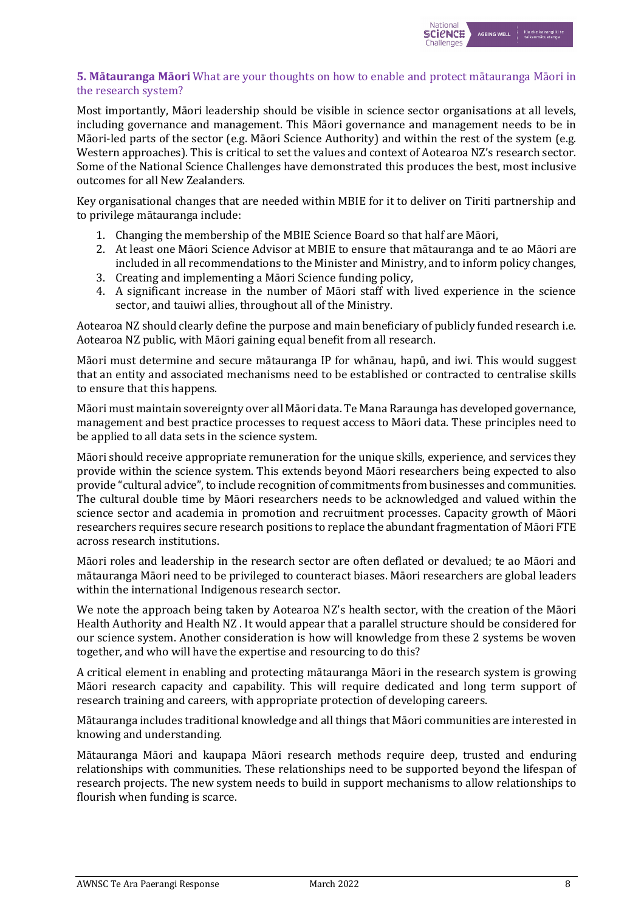**5. Mātauranga Māori** What are your thoughts on how to enable and protect mātauranga Māori in the research system?

Most importantly, Māori leadership should be visible in science sector organisations at all levels, including governance and management. This Māori governance and management needs to be in Māori-led parts of the sector (e.g. Māori Science Authority) and within the rest of the system (e.g. Western approaches). This is critical to set the values and context of Aotearoa NZ's research sector. Some of the National Science Challenges have demonstrated this produces the best, most inclusive outcomes for all New Zealanders.

Key organisational changes that are needed within MBIE for it to deliver on Tiriti partnership and to privilege mātauranga include:

1. Changing the membership of the MBIE Science Board so that half are Māori,
2. At least one Māori Science Advisor at MBIE to ensure that mātauranga and te ao Māori are included in all recommendations to the Minister and Ministry, and to inform policy changes,
3. Creating and implementing a Māori Science funding policy,
4. A significant increase in the number of Māori staff with lived experience in the science sector, and tauiwi allies, throughout all of the Ministry.

Aotearoa NZ should clearly define the purpose and main beneficiary of publicly funded research i.e. Aotearoa NZ public, with Māori gaining equal benefit from all research.

Māori must determine and secure mātauranga IP for whānau, hapū, and iwi. This would suggest that an entity and associated mechanisms need to be established or contracted to centralise skills to ensure that this happens.

Māori must maintain sovereignty over all Māori data. Te Mana Raraunga has developed governance, management and best practice processes to request access to Māori data. These principles need to be applied to all data sets in the science system.

Māori should receive appropriate remuneration for the unique skills, experience, and services they provide within the science system. This extends beyond Māori researchers being expected to also provide "cultural advice", to include recognition of commitments from businesses and communities. The cultural double time by Māori researchers needs to be acknowledged and valued within the science sector and academia in promotion and recruitment processes. Capacity growth of Māori researchers requires secure research positions to replace the abundant fragmentation of Māori FTE across research institutions.

Māori roles and leadership in the research sector are often deflated or devalued; te ao Māori and mātauranga Māori need to be privileged to counteract biases. Māori researchers are global leaders within the international Indigenous research sector.

We note the approach being taken by Aotearoa NZ's health sector, with the creation of the Māori Health Authority and Health NZ . It would appear that a parallel structure should be considered for our science system. Another consideration is how will knowledge from these 2 systems be woven together, and who will have the expertise and resourcing to do this?

A critical element in enabling and protecting mātauranga Māori in the research system is growing Māori research capacity and capability. This will require dedicated and long term support of research training and careers, with appropriate protection of developing careers.

Mātauranga includes traditional knowledge and all things that Māori communities are interested in knowing and understanding.

Mātauranga Māori and kaupapa Māori research methods require deep, trusted and enduring relationships with communities. These relationships need to be supported beyond the lifespan of research projects. The new system needs to build in support mechanisms to allow relationships to flourish when funding is scarce.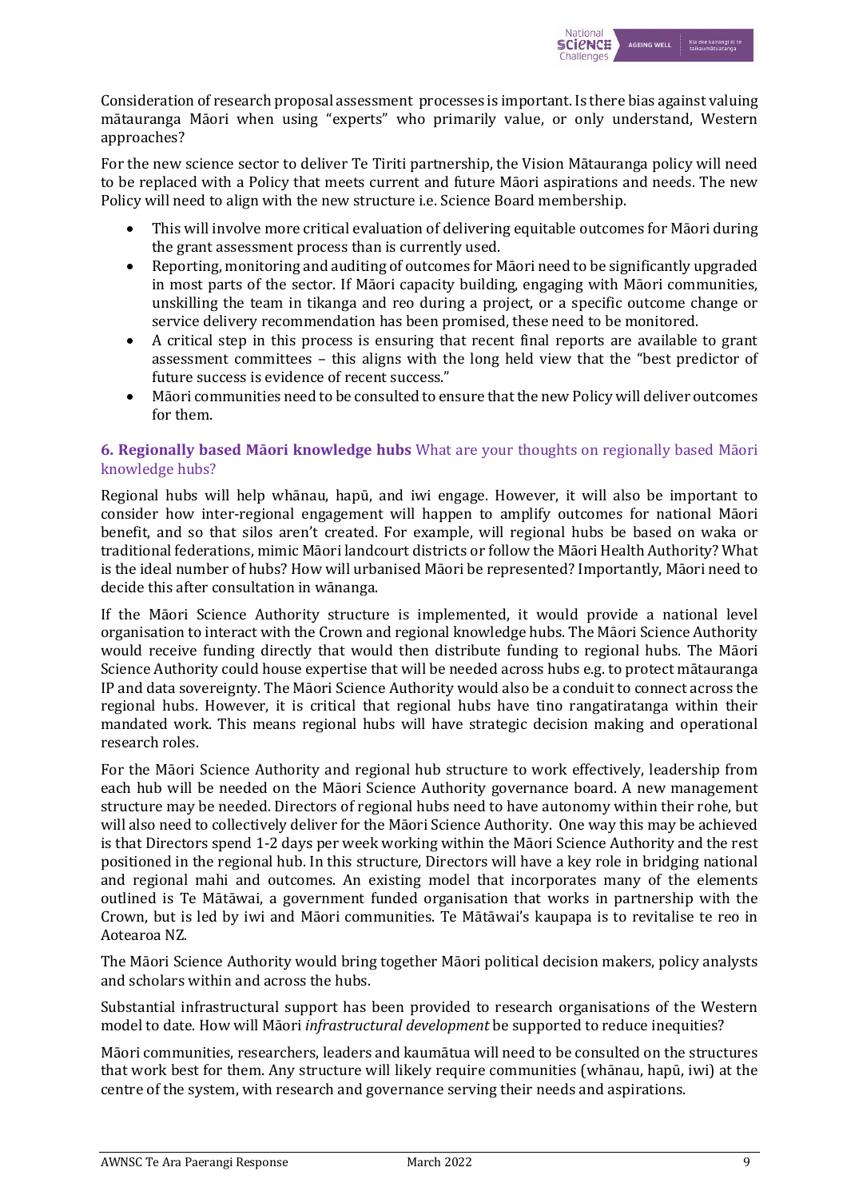Consideration of research proposal assessment processes is important. Is there bias against valuing mātauranga Māori when using "experts" who primarily value, or only understand, Western approaches?

For the new science sector to deliver Te Tiriti partnership, the Vision Mātauranga policy will need to be replaced with a Policy that meets current and future Māori aspirations and needs. The new Policy will need to align with the new structure i.e. Science Board membership.

- This will involve more critical evaluation of delivering equitable outcomes for Māori during the grant assessment process than is currently used.
- Reporting, monitoring and auditing of outcomes for Māori need to be significantly upgraded in most parts of the sector. If Māori capacity building, engaging with Māori communities, unskilling the team in tikanga and reo during a project, or a specific outcome change or service delivery recommendation has been promised, these need to be monitored.
- A critical step in this process is ensuring that recent final reports are available to grant assessment committees – this aligns with the long held view that the "best predictor of future success is evidence of recent success."
- Māori communities need to be consulted to ensure that the new Policy will deliver outcomes for them.

### 6. Regionally based Māori knowledge hubs What are your thoughts on regionally based Māori knowledge hubs?

Regional hubs will help whānau, hapū, and iwi engage. However, it will also be important to consider how inter-regional engagement will happen to amplify outcomes for national Māori benefit, and so that silos aren't created. For example, will regional hubs be based on waka or traditional federations, mimic Māori landcourt districts or follow the Māori Health Authority? What is the ideal number of hubs? How will urbanised Māori be represented? Importantly, Māori need to decide this after consultation in wānanga.

If the Māori Science Authority structure is implemented, it would provide a national level organisation to interact with the Crown and regional knowledge hubs. The Māori Science Authority would receive funding directly that would then distribute funding to regional hubs. The Māori Science Authority could house expertise that will be needed across hubs e.g. to protect mātauranga IP and data sovereignty. The Māori Science Authority would also be a conduit to connect across the regional hubs. However, it is critical that regional hubs have tino rangatiratanga within their mandated work. This means regional hubs will have strategic decision making and operational research roles.

For the Māori Science Authority and regional hub structure to work effectively, leadership from each hub will be needed on the Māori Science Authority governance board. A new management structure may be needed. Directors of regional hubs need to have autonomy within their rohe, but will also need to collectively deliver for the Māori Science Authority. One way this may be achieved is that Directors spend 1-2 days per week working within the Māori Science Authority and the rest positioned in the regional hub. In this structure, Directors will have a key role in bridging national and regional mahi and outcomes. An existing model that incorporates many of the elements outlined is Te Mātāwai, a government funded organisation that works in partnership with the Crown, but is led by iwi and Māori communities. Te Mātāwai's kaupapa is to revitalise te reo in Aotearoa NZ.

The Māori Science Authority would bring together Māori political decision makers, policy analysts and scholars within and across the hubs.

Substantial infrastructural support has been provided to research organisations of the Western model to date. How will Māori *infrastructural development* be supported to reduce inequities?

Māori communities, researchers, leaders and kaumātua will need to be consulted on the structures that work best for them. Any structure will likely require communities (whānau, hapū, iwi) at the centre of the system, with research and governance serving their needs and aspirations.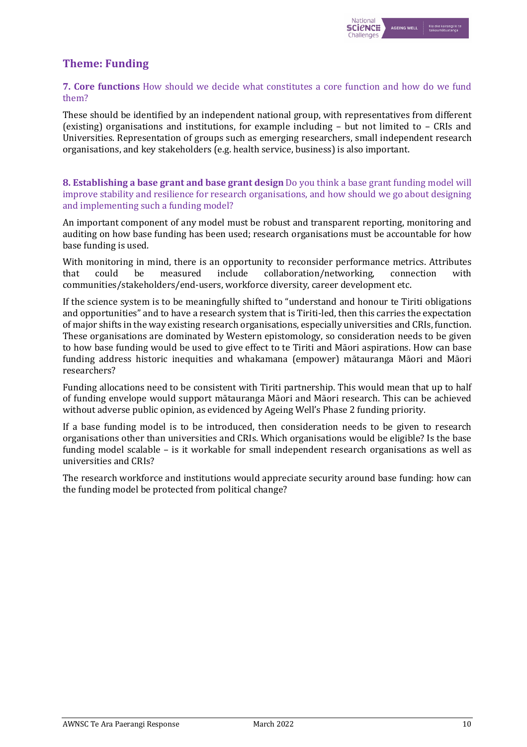## Theme: Funding

**7. Core functions** How should we decide what constitutes a core function and how do we fund them?

These should be identified by an independent national group, with representatives from different (existing) organisations and institutions, for example including – but not limited to – CRIs and Universities. Representation of groups such as emerging researchers, small independent research organisations, and key stakeholders (e.g. health service, business) is also important.

**8. Establishing a base grant and base grant design** Do you think a base grant funding model will improve stability and resilience for research organisations, and how should we go about designing and implementing such a funding model?

An important component of any model must be robust and transparent reporting, monitoring and auditing on how base funding has been used; research organisations must be accountable for how base funding is used.

With monitoring in mind, there is an opportunity to reconsider performance metrics. Attributes that could be measured include collaboration/networking, connection with communities/stakeholders/end-users, workforce diversity, career development etc.

If the science system is to be meaningfully shifted to "understand and honour te Tiriti obligations and opportunities" and to have a research system that is Tiriti-led, then this carries the expectation of major shifts in the way existing research organisations, especially universities and CRIs, function. These organisations are dominated by Western epistomology, so consideration needs to be given to how base funding would be used to give effect to te Tiriti and Māori aspirations. How can base funding address historic inequities and whakamana (empower) mātauranga Māori and Māori researchers?

Funding allocations need to be consistent with Tiriti partnership. This would mean that up to half of funding envelope would support mātauranga Māori and Māori research. This can be achieved without adverse public opinion, as evidenced by Ageing Well's Phase 2 funding priority.

If a base funding model is to be introduced, then consideration needs to be given to research organisations other than universities and CRIs. Which organisations would be eligible? Is the base funding model scalable – is it workable for small independent research organisations as well as universities and CRIs?

The research workforce and institutions would appreciate security around base funding: how can the funding model be protected from political change?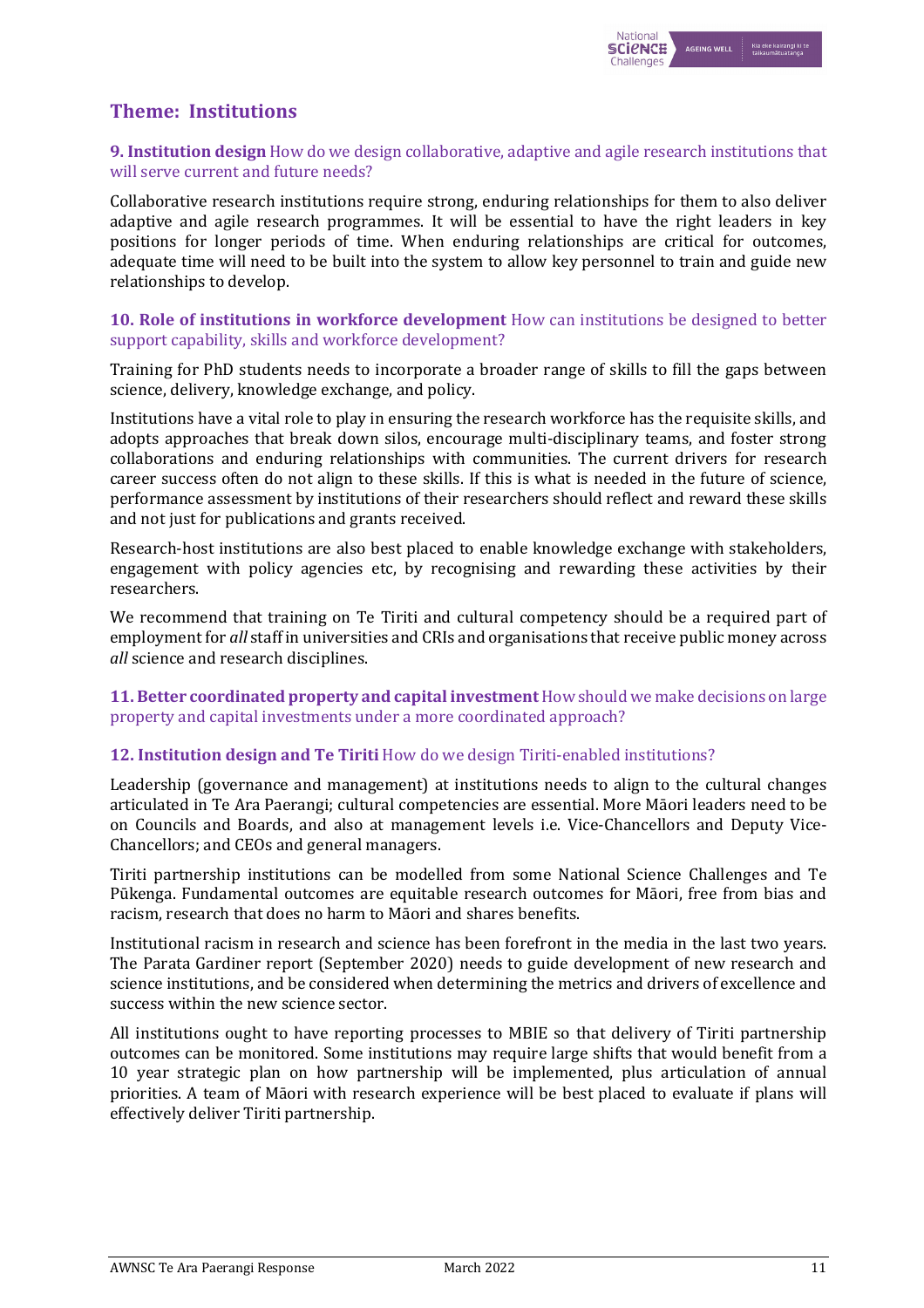## Theme: Institutions

**9. Institution design** How do we design collaborative, adaptive and agile research institutions that will serve current and future needs?

Collaborative research institutions require strong, enduring relationships for them to also deliver adaptive and agile research programmes. It will be essential to have the right leaders in key positions for longer periods of time. When enduring relationships are critical for outcomes, adequate time will need to be built into the system to allow key personnel to train and guide new relationships to develop.

**10. Role of institutions in workforce development** How can institutions be designed to better support capability, skills and workforce development?

Training for PhD students needs to incorporate a broader range of skills to fill the gaps between science, delivery, knowledge exchange, and policy.

Institutions have a vital role to play in ensuring the research workforce has the requisite skills, and adopts approaches that break down silos, encourage multi-disciplinary teams, and foster strong collaborations and enduring relationships with communities. The current drivers for research career success often do not align to these skills. If this is what is needed in the future of science, performance assessment by institutions of their researchers should reflect and reward these skills and not just for publications and grants received.

Research-host institutions are also best placed to enable knowledge exchange with stakeholders, engagement with policy agencies etc, by recognising and rewarding these activities by their researchers.

We recommend that training on Te Tiriti and cultural competency should be a required part of employment for *all* staff in universities and CRIs and organisations that receive public money across *all* science and research disciplines.

**11. Better coordinated property and capital investment** How should we make decisions on large property and capital investments under a more coordinated approach?

**12. Institution design and Te Tiriti** How do we design Tiriti-enabled institutions?

Leadership (governance and management) at institutions needs to align to the cultural changes articulated in Te Ara Paerangi; cultural competencies are essential. More Māori leaders need to be on Councils and Boards, and also at management levels i.e. Vice-Chancellors and Deputy Vice-Chancellors; and CEOs and general managers.

Tiriti partnership institutions can be modelled from some National Science Challenges and Te Pūkenga. Fundamental outcomes are equitable research outcomes for Māori, free from bias and racism, research that does no harm to Māori and shares benefits.

Institutional racism in research and science has been forefront in the media in the last two years. The Parata Gardiner report (September 2020) needs to guide development of new research and science institutions, and be considered when determining the metrics and drivers of excellence and success within the new science sector.

All institutions ought to have reporting processes to MBIE so that delivery of Tiriti partnership outcomes can be monitored. Some institutions may require large shifts that would benefit from a 10 year strategic plan on how partnership will be implemented, plus articulation of annual priorities. A team of Māori with research experience will be best placed to evaluate if plans will effectively deliver Tiriti partnership.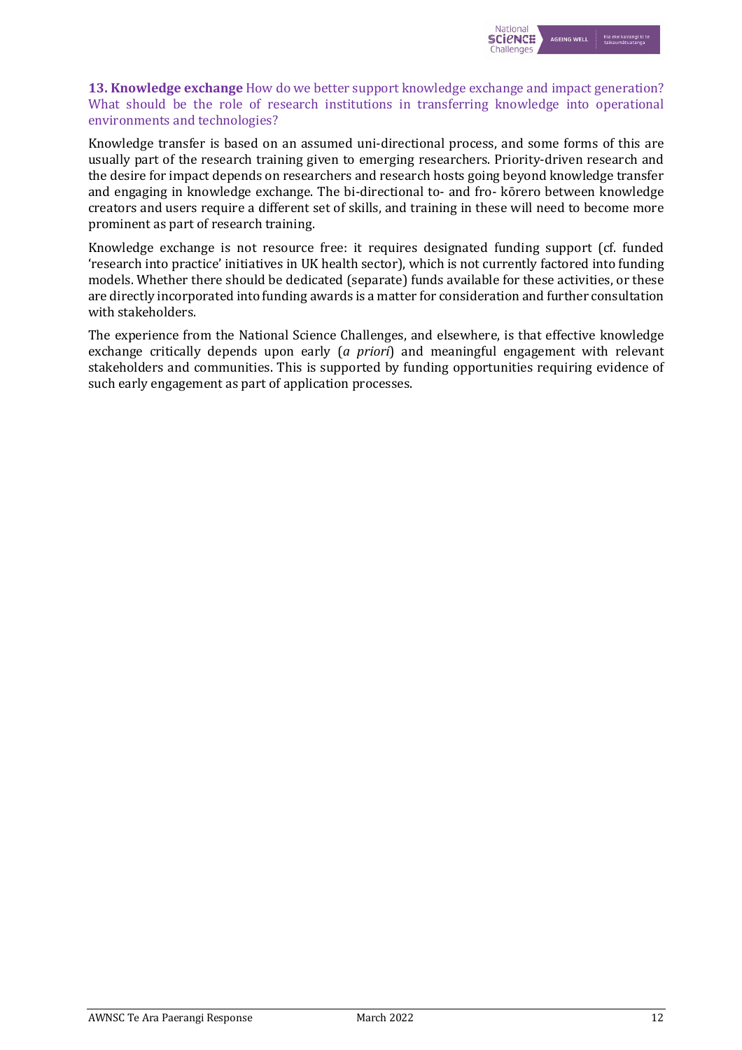**13. Knowledge exchange** How do we better support knowledge exchange and impact generation? What should be the role of research institutions in transferring knowledge into operational environments and technologies?

Knowledge transfer is based on an assumed uni-directional process, and some forms of this are usually part of the research training given to emerging researchers. Priority-driven research and the desire for impact depends on researchers and research hosts going beyond knowledge transfer and engaging in knowledge exchange. The bi-directional to- and fro- kōrero between knowledge creators and users require a different set of skills, and training in these will need to become more prominent as part of research training.

Knowledge exchange is not resource free: it requires designated funding support (cf. funded 'research into practice' initiatives in UK health sector), which is not currently factored into funding models. Whether there should be dedicated (separate) funds available for these activities, or these are directly incorporated into funding awards is a matter for consideration and further consultation with stakeholders.

The experience from the National Science Challenges, and elsewhere, is that effective knowledge exchange critically depends upon early (*a priori*) and meaningful engagement with relevant stakeholders and communities. This is supported by funding opportunities requiring evidence of such early engagement as part of application processes.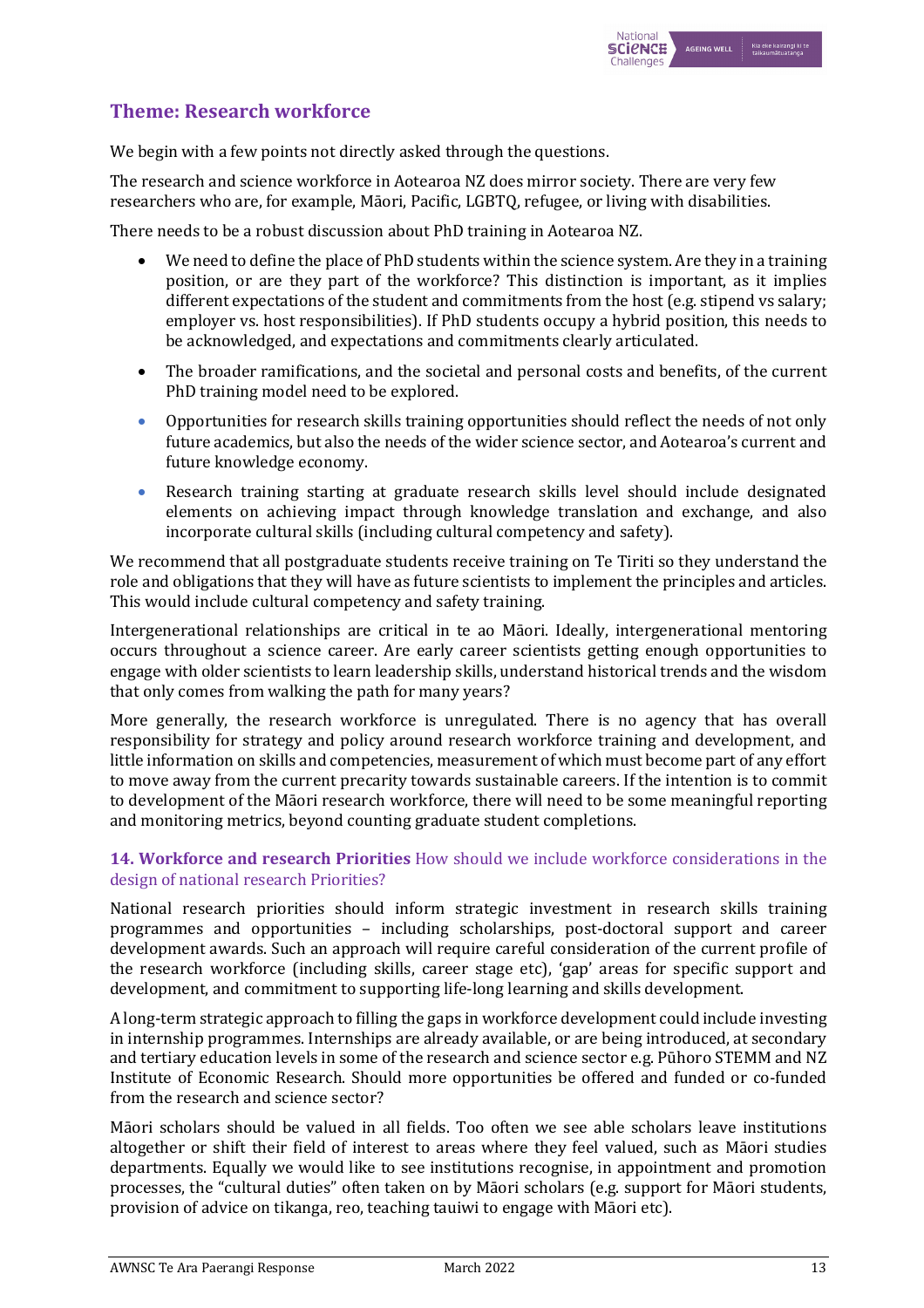## Theme: Research workforce

We begin with a few points not directly asked through the questions.

The research and science workforce in Aotearoa NZ does mirror society. There are very few researchers who are, for example, Māori, Pacific, LGBTQ, refugee, or living with disabilities.

There needs to be a robust discussion about PhD training in Aotearoa NZ.

- We need to define the place of PhD students within the science system. Are they in a training position, or are they part of the workforce? This distinction is important, as it implies different expectations of the student and commitments from the host (e.g. stipend vs salary; employer vs. host responsibilities). If PhD students occupy a hybrid position, this needs to be acknowledged, and expectations and commitments clearly articulated.
- The broader ramifications, and the societal and personal costs and benefits, of the current PhD training model need to be explored.
- Opportunities for research skills training opportunities should reflect the needs of not only future academics, but also the needs of the wider science sector, and Aotearoa's current and future knowledge economy.
- Research training starting at graduate research skills level should include designated elements on achieving impact through knowledge translation and exchange, and also incorporate cultural skills (including cultural competency and safety).

We recommend that all postgraduate students receive training on Te Tiriti so they understand the role and obligations that they will have as future scientists to implement the principles and articles. This would include cultural competency and safety training.

Intergenerational relationships are critical in te ao Māori. Ideally, intergenerational mentoring occurs throughout a science career. Are early career scientists getting enough opportunities to engage with older scientists to learn leadership skills, understand historical trends and the wisdom that only comes from walking the path for many years?

More generally, the research workforce is unregulated. There is no agency that has overall responsibility for strategy and policy around research workforce training and development, and little information on skills and competencies, measurement of which must become part of any effort to move away from the current precarity towards sustainable careers. If the intention is to commit to development of the Māori research workforce, there will need to be some meaningful reporting and monitoring metrics, beyond counting graduate student completions.

### 14. Workforce and research Priorities How should we include workforce considerations in the design of national research Priorities?

National research priorities should inform strategic investment in research skills training programmes and opportunities – including scholarships, post-doctoral support and career development awards. Such an approach will require careful consideration of the current profile of the research workforce (including skills, career stage etc), 'gap' areas for specific support and development, and commitment to supporting life-long learning and skills development.

A long-term strategic approach to filling the gaps in workforce development could include investing in internship programmes. Internships are already available, or are being introduced, at secondary and tertiary education levels in some of the research and science sector e.g. Pūhoro STEMM and NZ Institute of Economic Research. Should more opportunities be offered and funded or co-funded from the research and science sector?

Māori scholars should be valued in all fields. Too often we see able scholars leave institutions altogether or shift their field of interest to areas where they feel valued, such as Māori studies departments. Equally we would like to see institutions recognise, in appointment and promotion processes, the "cultural duties" often taken on by Māori scholars (e.g. support for Māori students, provision of advice on tikanga, reo, teaching tauiwi to engage with Māori etc).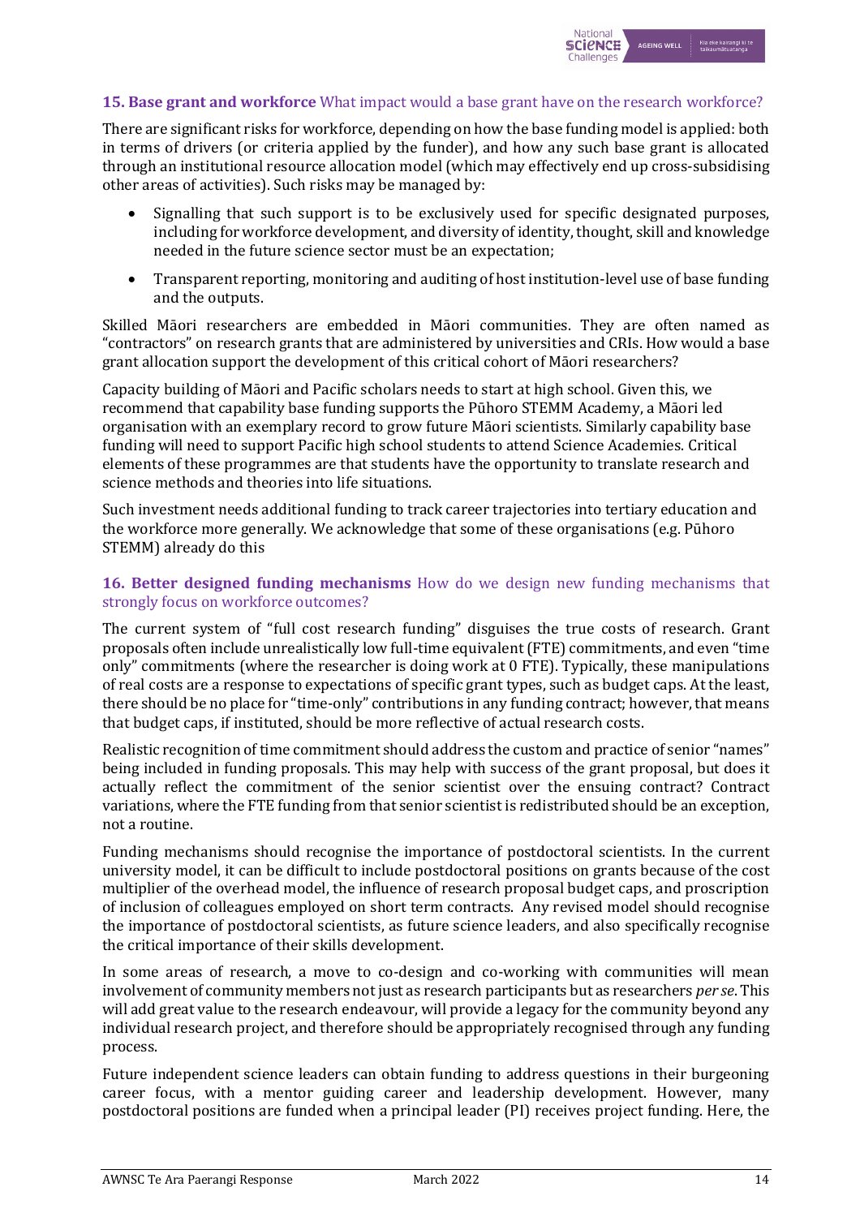### **15. Base grant and workforce** What impact would a base grant have on the research workforce?

There are significant risks for workforce, depending on how the base funding model is applied: both in terms of drivers (or criteria applied by the funder), and how any such base grant is allocated through an institutional resource allocation model (which may effectively end up cross-subsidising other areas of activities). Such risks may be managed by:

- Signalling that such support is to be exclusively used for specific designated purposes, including for workforce development, and diversity of identity, thought, skill and knowledge needed in the future science sector must be an expectation;
- Transparent reporting, monitoring and auditing of host institution-level use of base funding and the outputs.

Skilled Māori researchers are embedded in Māori communities. They are often named as "contractors" on research grants that are administered by universities and CRIs. How would a base grant allocation support the development of this critical cohort of Māori researchers?

Capacity building of Māori and Pacific scholars needs to start at high school. Given this, we recommend that capability base funding supports the Pūhoro STEMM Academy, a Māori led organisation with an exemplary record to grow future Māori scientists. Similarly capability base funding will need to support Pacific high school students to attend Science Academies. Critical elements of these programmes are that students have the opportunity to translate research and science methods and theories into life situations.

Such investment needs additional funding to track career trajectories into tertiary education and the workforce more generally. We acknowledge that some of these organisations (e.g. Pūhoro STEMM) already do this

### **16. Better designed funding mechanisms** How do we design new funding mechanisms that strongly focus on workforce outcomes?

The current system of "full cost research funding" disguises the true costs of research. Grant proposals often include unrealistically low full-time equivalent (FTE) commitments, and even "time only" commitments (where the researcher is doing work at 0 FTE). Typically, these manipulations of real costs are a response to expectations of specific grant types, such as budget caps. At the least, there should be no place for "time-only" contributions in any funding contract; however, that means that budget caps, if instituted, should be more reflective of actual research costs.

Realistic recognition of time commitment should address the custom and practice of senior "names" being included in funding proposals. This may help with success of the grant proposal, but does it actually reflect the commitment of the senior scientist over the ensuing contract? Contract variations, where the FTE funding from that senior scientist is redistributed should be an exception, not a routine.

Funding mechanisms should recognise the importance of postdoctoral scientists. In the current university model, it can be difficult to include postdoctoral positions on grants because of the cost multiplier of the overhead model, the influence of research proposal budget caps, and proscription of inclusion of colleagues employed on short term contracts. Any revised model should recognise the importance of postdoctoral scientists, as future science leaders, and also specifically recognise the critical importance of their skills development.

In some areas of research, a move to co-design and co-working with communities will mean involvement of community members not just as research participants but as researchers *per se*. This will add great value to the research endeavour, will provide a legacy for the community beyond any individual research project, and therefore should be appropriately recognised through any funding process.

Future independent science leaders can obtain funding to address questions in their burgeoning career focus, with a mentor guiding career and leadership development. However, many postdoctoral positions are funded when a principal leader (PI) receives project funding. Here, the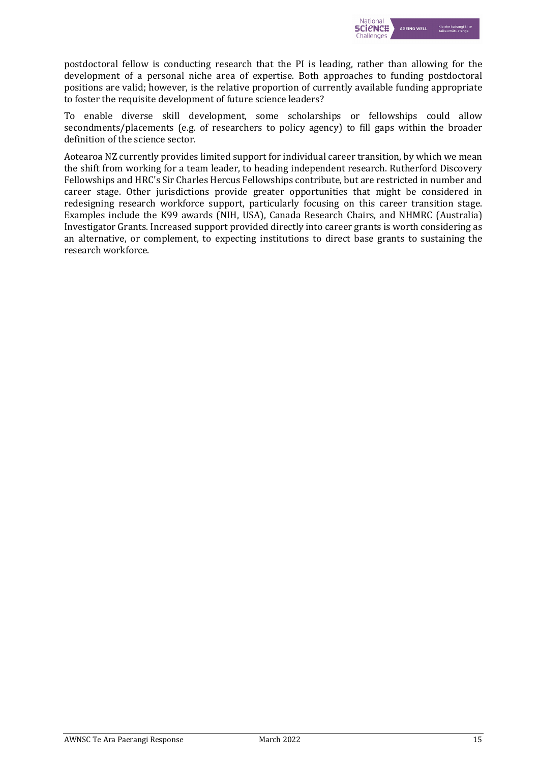postdoctoral fellow is conducting research that the PI is leading, rather than allowing for the development of a personal niche area of expertise. Both approaches to funding postdoctoral positions are valid; however, is the relative proportion of currently available funding appropriate to foster the requisite development of future science leaders?

To enable diverse skill development, some scholarships or fellowships could allow secondments/placements (e.g. of researchers to policy agency) to fill gaps within the broader definition of the science sector.

Aotearoa NZ currently provides limited support for individual career transition, by which we mean the shift from working for a team leader, to heading independent research. Rutherford Discovery Fellowships and HRC's Sir Charles Hercus Fellowships contribute, but are restricted in number and career stage. Other jurisdictions provide greater opportunities that might be considered in redesigning research workforce support, particularly focusing on this career transition stage. Examples include the K99 awards (NIH, USA), Canada Research Chairs, and NHMRC (Australia) Investigator Grants. Increased support provided directly into career grants is worth considering as an alternative, or complement, to expecting institutions to direct base grants to sustaining the research workforce.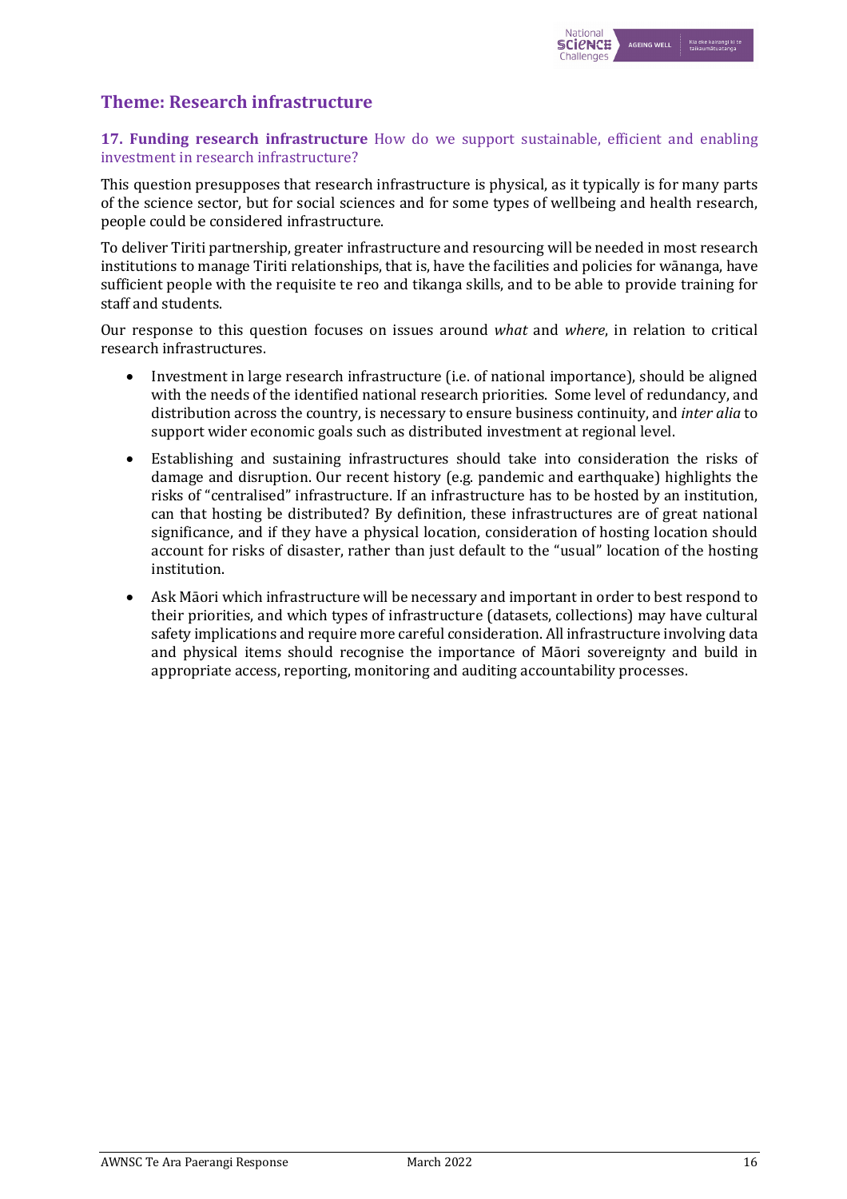## Theme: Research infrastructure

**17. Funding research infrastructure** How do we support sustainable, efficient and enabling investment in research infrastructure?

This question presupposes that research infrastructure is physical, as it typically is for many parts of the science sector, but for social sciences and for some types of wellbeing and health research, people could be considered infrastructure.

To deliver Tiriti partnership, greater infrastructure and resourcing will be needed in most research institutions to manage Tiriti relationships, that is, have the facilities and policies for wānanga, have sufficient people with the requisite te reo and tikanga skills, and to be able to provide training for staff and students.

Our response to this question focuses on issues around *what* and *where*, in relation to critical research infrastructures.

- Investment in large research infrastructure (i.e. of national importance), should be aligned with the needs of the identified national research priorities. Some level of redundancy, and distribution across the country, is necessary to ensure business continuity, and *inter alia* to support wider economic goals such as distributed investment at regional level.
- Establishing and sustaining infrastructures should take into consideration the risks of damage and disruption. Our recent history (e.g. pandemic and earthquake) highlights the risks of "centralised" infrastructure. If an infrastructure has to be hosted by an institution, can that hosting be distributed? By definition, these infrastructures are of great national significance, and if they have a physical location, consideration of hosting location should account for risks of disaster, rather than just default to the "usual" location of the hosting institution.
- Ask Māori which infrastructure will be necessary and important in order to best respond to their priorities, and which types of infrastructure (datasets, collections) may have cultural safety implications and require more careful consideration. All infrastructure involving data and physical items should recognise the importance of Māori sovereignty and build in appropriate access, reporting, monitoring and auditing accountability processes.